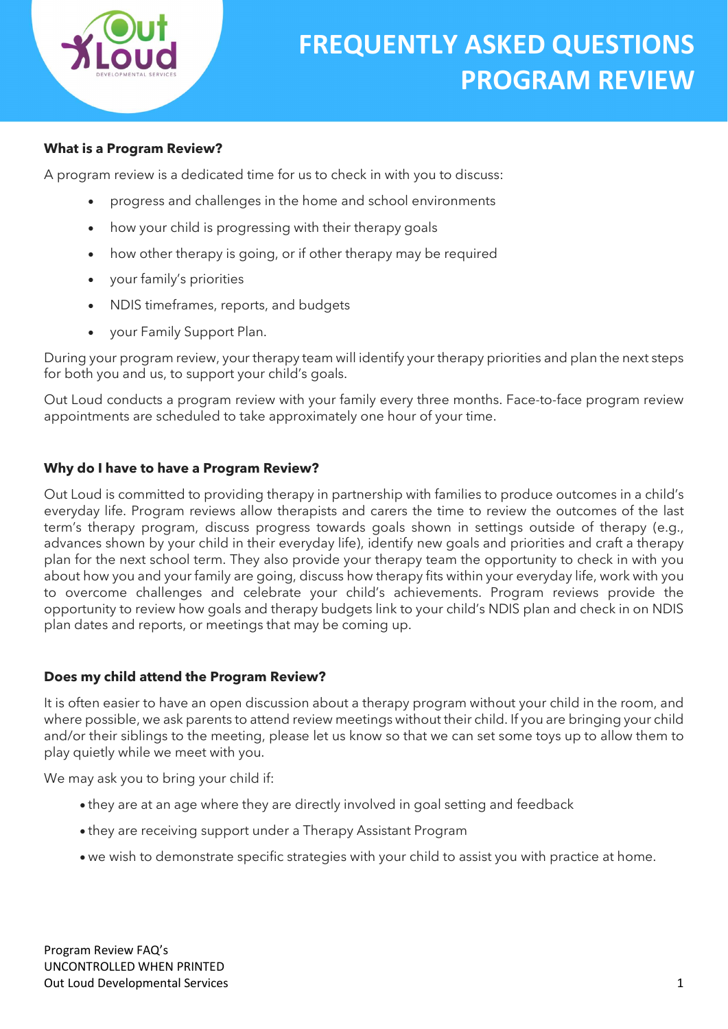# FREQUENTLY ASKED QUESTIONS PROGRAM REVIEW

**What is a Program Review?**

A program review is a dedicated time for us to check in with you to discuss:

- progress and challenges in the home and school environments
- how your child is progressing with their therapy goals
- how other therapy is going, or if other therapy may be required
- your family's priorities
- NDIS timeframes, reports, and budgets
- your Family Support Plan.

During your program review, your therapy team will identify your therapy priorities and plan the next steps for both you and us, to support your child's goals.

Out Loud conducts a program review with your family every three months. Face-to-face program review appointments are scheduled to take approximately one hour of your time.

**Why do I have to have a Program Review?**

Out Loud is committed to providing therapy in partnership with families to produce outcomes in a child's everyday life. Program reviews allow therapists and carers the time to review the outcomes of the last term's therapy program, discuss progress towards goals shown in settings outside of therapy (e.g., advances shown by your child in their everyday life), identify new goals and priorities and craft a therapy plan for the next school term. They also provide your therapy team the opportunity to check in with you about how you and your family are going, discuss how therapy fits within your everyday life, work with you to overcome challenges and celebrate your child's achievements. Program reviews provide the opportunity to review how goals and therapy budgets link to your child's NDIS plan and check in on NDIS plan dates and reports, or meetings that may be coming up.

**Does my child attend the Program Review?**

It is often easier to have an open discussion about a therapy program without your child in the room, and where possible, we ask parents to attend review meetings without their child. If you are bringing your child and/or their siblings to the meeting, please let us know so that we can set some toys up to allow them to play quietly while we meet with you.

We may ask you to bring your child if:

- they are at an age where they are directly involved in goal setting and feedback
- they are receiving support under a Therapy Assistant Program
- we wish to demonstrate specific strategies with your child to assist you with practice at home.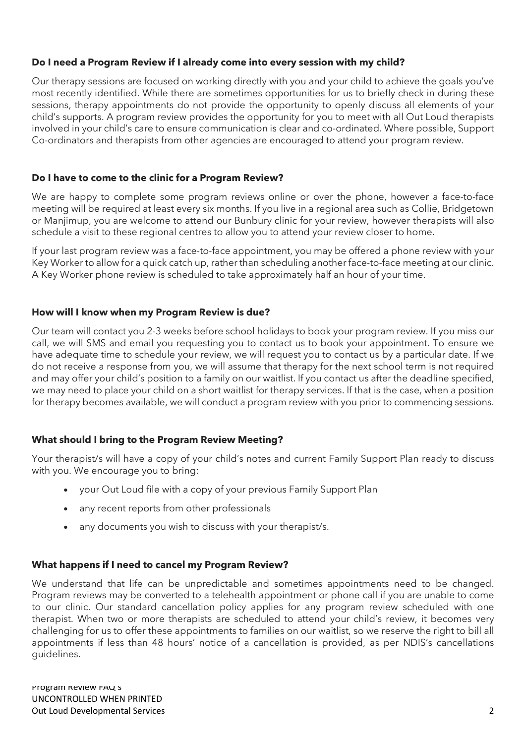**Do I need a Program Review if I already come into every session with my child?**

Our therapy sessions are focused on working directly with you and your child to achieve the goals you've most recently identified. While there are sometimes opportunities for us to briefly check in during these sessions, therapy appointments do not provide the opportunity to openly discuss all elements of your child's supports. A program review provides the opportunity for you to meet with all Out Loud therapists involved in your child's care to ensure communication is clear and co-ordinated. Where possible, Support Co-ordinators and therapists from other agencies are encouraged to attend your program review.

**Do I have to come to the clinic for a Program Review?**

We are happy to complete some program reviews online or over the phone, however a face-to-face meeting will be required at least every six months. If you live in a regional area such as Collie, Bridgetown or Manjimup, you are welcome to attend our Bunbury clinic for your review, however therapists will also schedule a visit to these regional centres to allow you to attend your review closer to home.

If your last program review was a face-to-face appointment, you may be offered a phone review with your Key Worker to allow for a quick catch up, rather than scheduling another face-to-face meeting at our clinic. A Key Worker phone review is scheduled to take approximately half an hour of your time.

**How will I know when my Program Review is due?**

Our team will contact you 2-3 weeks before school holidays to book your program review. If you miss our call, we will SMS and email you requesting you to contact us to book your appointment. To ensure we have adequate time to schedule your review, we will request you to contact us by a particular date. If we do not receive a response from you, we will assume that therapy for the next school term is not required and may offer your child's position to a family on our waitlist. If you contact us after the deadline specified, we may need to place your child on a short waitlist for therapy services. If that is the case, when a position for therapy becomes available, we will conduct a program review with you prior to commencing sessions.

**What should I bring to the Program Review Meeting?**

Your therapist/s will have a copy of your child's notes and current Family Support Plan ready to discuss with you. We encourage you to bring:

- your Out Loud file with a copy of your previous Family Support Plan
- any recent reports from other professionals
- any documents you wish to discuss with your therapist/s.

**What happens if I need to cancel my Program Review?**

We understand that life can be unpredictable and sometimes appointments need to be changed. Program reviews may be converted to a telehealth appointment or phone call if you are unable to come to our clinic. Our standard cancellation policy applies for any program review scheduled with one therapist. When two or more therapists are scheduled to attend your child's review, it becomes very challenging for us to offer these appointments to families on our waitlist, so we reserve the right to bill all appointments if less than 48 hours' notice of a cancellation is provided, as per NDIS's cancellations guidelines.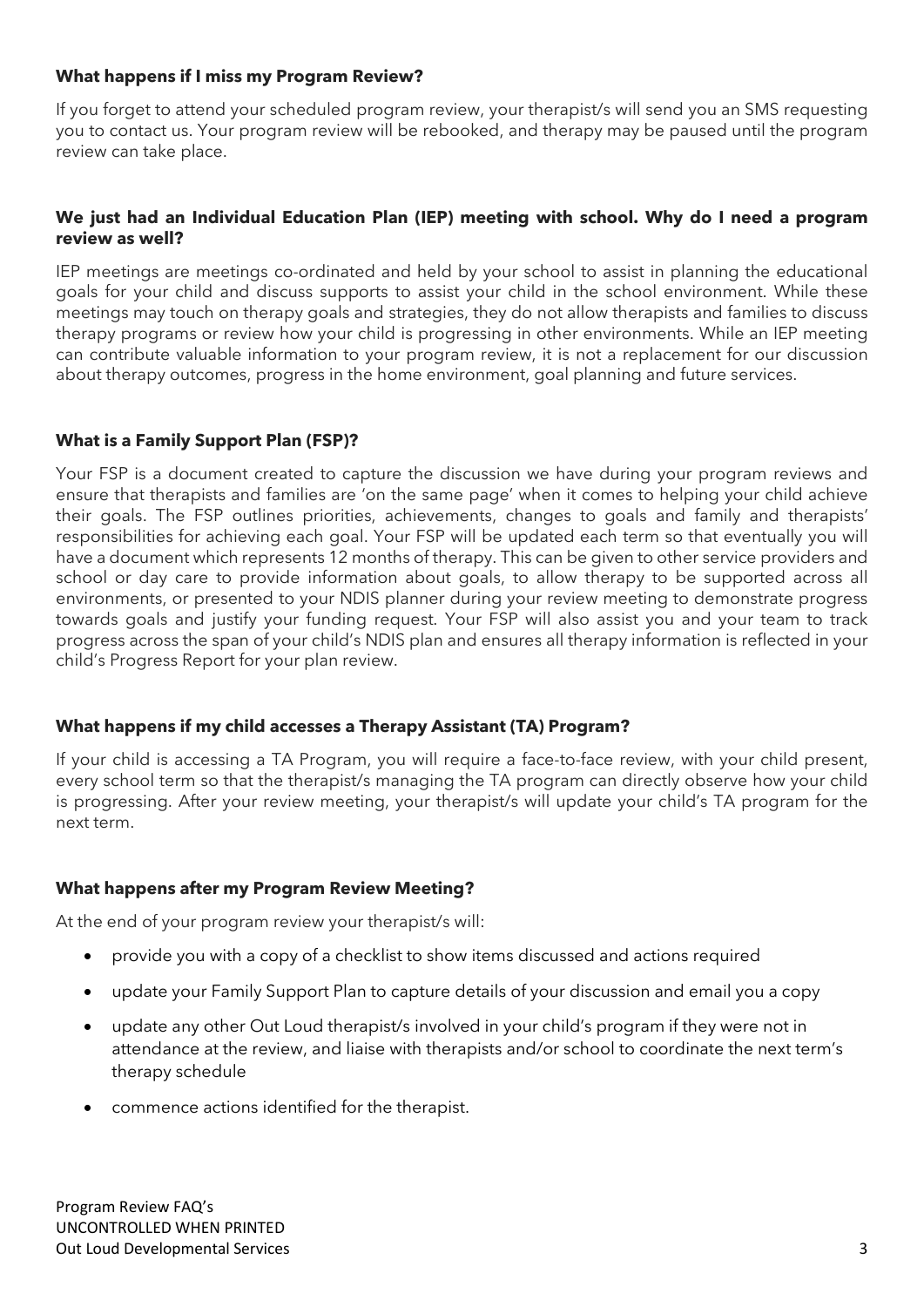**What happens if I miss my Program Review?**

If you forget to attend your scheduled program review, your therapist/s will send you an SMS requesting you to contact us. Your program review will be rebooked, and therapy may be paused until the program review can take place.

**We just had an Individual Education Plan (IEP) meeting with school. Why do I need a program review as well?**

IEP meetings are meetings co-ordinated and held by your school to assist in planning the educational goals for your child and discuss supports to assist your child in the school environment. While these meetings may touch on therapy goals and strategies, they do not allow therapists and families to discuss therapy programs or review how your child is progressing in other environments. While an IEP meeting can contribute valuable information to your program review, it is not a replacement for our discussion about therapy outcomes, progress in the home environment, goal planning and future services.

**What is a Family Support Plan (FSP)?**

Your FSP is a document created to capture the discussion we have during your program reviews and ensure that therapists and families are 'on the same page' when it comes to helping your child achieve their goals. The FSP outlines priorities, achievements, changes to goals and family and therapists' responsibilities for achieving each goal. Your FSP will be updated each term so that eventually you will have a document which represents 12 months of therapy. This can be given to other service providers and school or day care to provide information about goals, to allow therapy to be supported across all environments, or presented to your NDIS planner during your review meeting to demonstrate progress towards goals and justify your funding request. Your FSP will also assist you and your team to track progress across the span of your child's NDIS plan and ensures all therapy information is reflected in your child's Progress Report for your plan review.

**What happens if my child accesses a Therapy Assistant (TA) Program?**

If your child is accessing a TA Program, you will require a face-to-face review, with your child present, every school term so that the therapist/s managing the TA program can directly observe how your child is progressing. After your review meeting, your therapist/s will update your child's TA program for the next term.

**What happens after my Program Review Meeting?**

At the end of your program review your therapist/s will:

- provide you with a copy of a checklist to show items discussed and actions required
- update your Family Support Plan to capture details of your discussion and email you a copy
- update any other Out Loud therapist/s involved in your child's program if they were not in attendance at the review, and liaise with therapists and/or school to coordinate the next term's therapy schedule
- commence actions identified for the therapist.